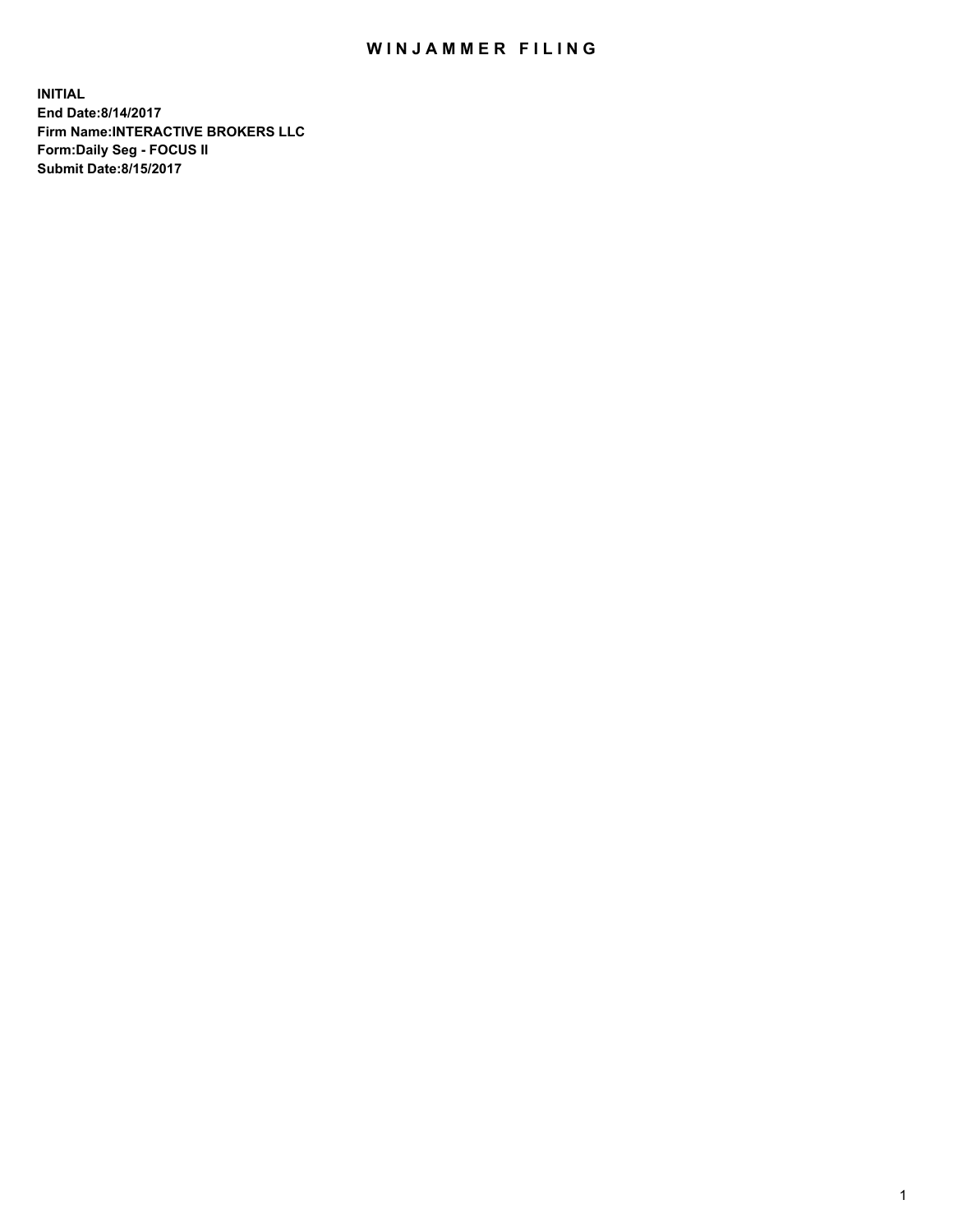# WINJAMMER FILING

**INITIAL**
**End Date:8/14/2017**
**Firm Name:INTERACTIVE BROKERS LLC**
**Form:Daily Seg - FOCUS II**
**Submit Date:8/15/2017**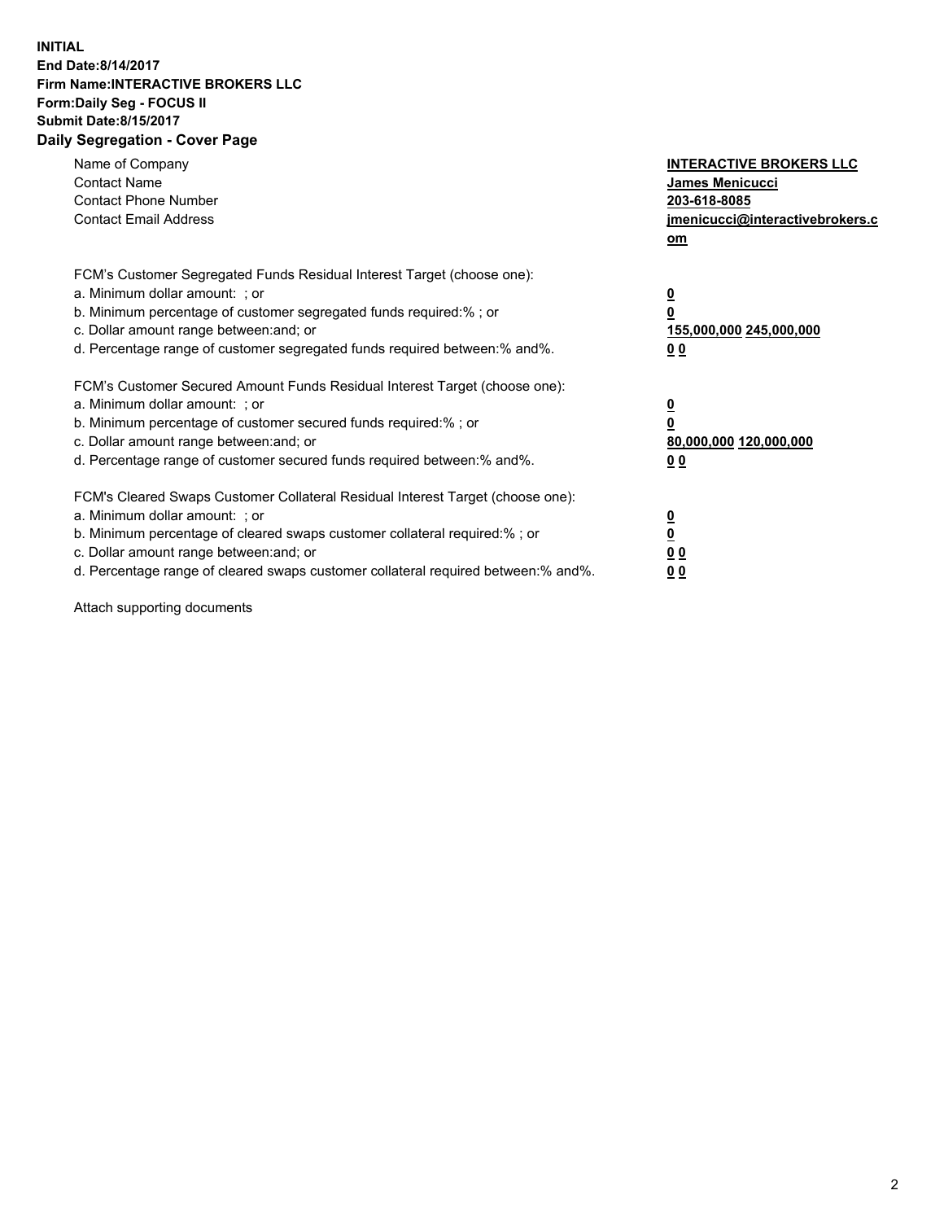**INITIAL**
**End Date:8/14/2017**
**Firm Name:INTERACTIVE BROKERS LLC**
**Form:Daily Seg - FOCUS II**
**Submit Date:8/15/2017**

## Daily Segregation - Cover Page

| | |
|---|---|
| Name of Company | **INTERACTIVE BROKERS LLC** |
| Contact Name | **James Menicucci** |
| Contact Phone Number | **203-618-8085** |
| Contact Email Address | **jmenicucci@interactivebrokers.com** |

| | |
|---|---|
| FCM's Customer Segregated Funds Residual Interest Target (choose one): | |
| a. Minimum dollar amount: ; or | **0** |
| b. Minimum percentage of customer segregated funds required:% ; or | **0** |
| c. Dollar amount range between:and; or | **155,000,000 245,000,000** |
| d. Percentage range of customer segregated funds required between:% and%. | **0 0** |

| | |
|---|---|
| FCM's Customer Secured Amount Funds Residual Interest Target (choose one): | |
| a. Minimum dollar amount: ; or | **0** |
| b. Minimum percentage of customer secured funds required:% ; or | **0** |
| c. Dollar amount range between:and; or | **80,000,000 120,000,000** |
| d. Percentage range of customer secured funds required between:% and%. | **0 0** |

| | |
|---|---|
| FCM's Cleared Swaps Customer Collateral Residual Interest Target (choose one): | |
| a. Minimum dollar amount: ; or | **0** |
| b. Minimum percentage of cleared swaps customer collateral required:% ; or | **0** |
| c. Dollar amount range between:and; or | **0 0** |
| d. Percentage range of cleared swaps customer collateral required between:% and%. | **0 0** |

Attach supporting documents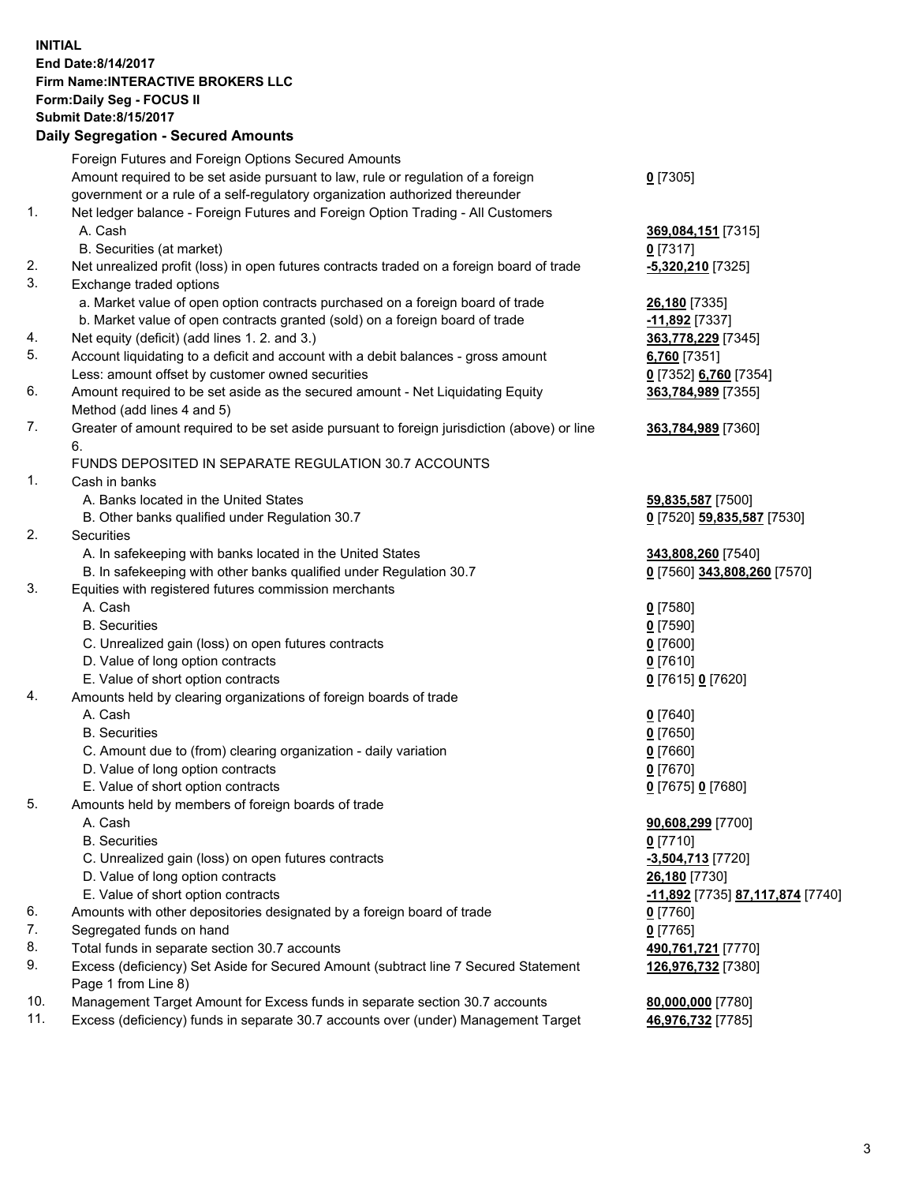**INITIAL**
**End Date:8/14/2017**
**Firm Name:INTERACTIVE BROKERS LLC**
**Form:Daily Seg - FOCUS II**
**Submit Date:8/15/2017**

## Daily Segregation - Secured Amounts

| | | |
|---|---|---|
| | Foreign Futures and Foreign Options Secured Amounts | |
| | Amount required to be set aside pursuant to law, rule or regulation of a foreign government or a rule of a self-regulatory organization authorized thereunder | **0** [7305] |
| 1. | Net ledger balance - Foreign Futures and Foreign Option Trading - All Customers | |
| | A. Cash | **369,084,151** [7315] |
| | B. Securities (at market) | **0** [7317] |
| 2. | Net unrealized profit (loss) in open futures contracts traded on a foreign board of trade | **-5,320,210** [7325] |
| 3. | Exchange traded options | |
| | a. Market value of open option contracts purchased on a foreign board of trade | **26,180** [7335] |
| | b. Market value of open contracts granted (sold) on a foreign board of trade | **-11,892** [7337] |
| 4. | Net equity (deficit) (add lines 1. 2. and 3.) | **363,778,229** [7345] |
| 5. | Account liquidating to a deficit and account with a debit balances - gross amount | **6,760** [7351] |
| | Less: amount offset by customer owned securities | **0** [7352] **6,760** [7354] |
| 6. | Amount required to be set aside as the secured amount - Net Liquidating Equity Method (add lines 4 and 5) | **363,784,989** [7355] |
| 7. | Greater of amount required to be set aside pursuant to foreign jurisdiction (above) or line 6. | **363,784,989** [7360] |
| | FUNDS DEPOSITED IN SEPARATE REGULATION 30.7 ACCOUNTS | |
| 1. | Cash in banks | |
| | A. Banks located in the United States | **59,835,587** [7500] |
| | B. Other banks qualified under Regulation 30.7 | **0** [7520] **59,835,587** [7530] |
| 2. | Securities | |
| | A. In safekeeping with banks located in the United States | **343,808,260** [7540] |
| | B. In safekeeping with other banks qualified under Regulation 30.7 | **0** [7560] **343,808,260** [7570] |
| 3. | Equities with registered futures commission merchants | |
| | A. Cash | **0** [7580] |
| | B. Securities | **0** [7590] |
| | C. Unrealized gain (loss) on open futures contracts | **0** [7600] |
| | D. Value of long option contracts | **0** [7610] |
| | E. Value of short option contracts | **0** [7615] **0** [7620] |
| 4. | Amounts held by clearing organizations of foreign boards of trade | |
| | A. Cash | **0** [7640] |
| | B. Securities | **0** [7650] |
| | C. Amount due to (from) clearing organization - daily variation | **0** [7660] |
| | D. Value of long option contracts | **0** [7670] |
| | E. Value of short option contracts | **0** [7675] **0** [7680] |
| 5. | Amounts held by members of foreign boards of trade | |
| | A. Cash | **90,608,299** [7700] |
| | B. Securities | **0** [7710] |
| | C. Unrealized gain (loss) on open futures contracts | **-3,504,713** [7720] |
| | D. Value of long option contracts | **26,180** [7730] |
| | E. Value of short option contracts | **-11,892** [7735] **87,117,874** [7740] |
| 6. | Amounts with other depositories designated by a foreign board of trade | **0** [7760] |
| 7. | Segregated funds on hand | **0** [7765] |
| 8. | Total funds in separate section 30.7 accounts | **490,761,721** [7770] |
| 9. | Excess (deficiency) Set Aside for Secured Amount (subtract line 7 Secured Statement Page 1 from Line 8) | **126,976,732** [7380] |
| 10. | Management Target Amount for Excess funds in separate section 30.7 accounts | **80,000,000** [7780] |
| 11. | Excess (deficiency) funds in separate 30.7 accounts over (under) Management Target | **46,976,732** [7785] |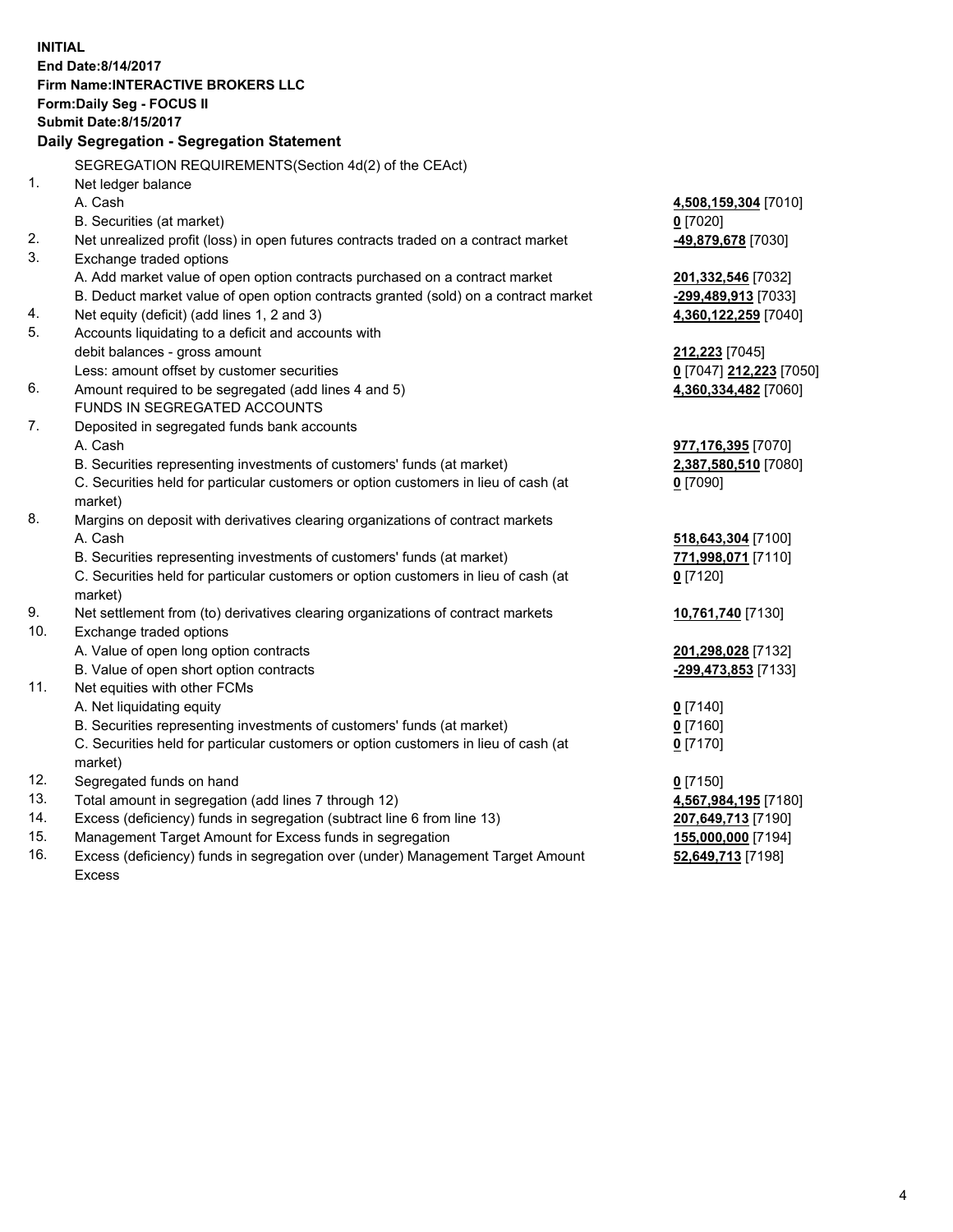**INITIAL**
**End Date:8/14/2017**
**Firm Name:INTERACTIVE BROKERS LLC**
**Form:Daily Seg - FOCUS II**
**Submit Date:8/15/2017**

### Daily Segregation - Segregation Statement

| | | |
|---|---|---|
| | SEGREGATION REQUIREMENTS(Section 4d(2) of the CEAct) | |
| 1. | Net ledger balance | |
| | A. Cash | **4,508,159,304** [7010] |
| | B. Securities (at market) | **0** [7020] |
| 2. | Net unrealized profit (loss) in open futures contracts traded on a contract market | **-49,879,678** [7030] |
| 3. | Exchange traded options | |
| | A. Add market value of open option contracts purchased on a contract market | **201,332,546** [7032] |
| | B. Deduct market value of open option contracts granted (sold) on a contract market | **-299,489,913** [7033] |
| 4. | Net equity (deficit) (add lines 1, 2 and 3) | **4,360,122,259** [7040] |
| 5. | Accounts liquidating to a deficit and accounts with | |
| | debit balances - gross amount | **212,223** [7045] |
| | Less: amount offset by customer securities | **0** [7047] **212,223** [7050] |
| 6. | Amount required to be segregated (add lines 4 and 5) | **4,360,334,482** [7060] |
| | FUNDS IN SEGREGATED ACCOUNTS | |
| 7. | Deposited in segregated funds bank accounts | |
| | A. Cash | **977,176,395** [7070] |
| | B. Securities representing investments of customers' funds (at market) | **2,387,580,510** [7080] |
| | C. Securities held for particular customers or option customers in lieu of cash (at market) | **0** [7090] |
| 8. | Margins on deposit with derivatives clearing organizations of contract markets | |
| | A. Cash | **518,643,304** [7100] |
| | B. Securities representing investments of customers' funds (at market) | **771,998,071** [7110] |
| | C. Securities held for particular customers or option customers in lieu of cash (at market) | **0** [7120] |
| 9. | Net settlement from (to) derivatives clearing organizations of contract markets | **10,761,740** [7130] |
| 10. | Exchange traded options | |
| | A. Value of open long option contracts | **201,298,028** [7132] |
| | B. Value of open short option contracts | **-299,473,853** [7133] |
| 11. | Net equities with other FCMs | |
| | A. Net liquidating equity | **0** [7140] |
| | B. Securities representing investments of customers' funds (at market) | **0** [7160] |
| | C. Securities held for particular customers or option customers in lieu of cash (at market) | **0** [7170] |
| 12. | Segregated funds on hand | **0** [7150] |
| 13. | Total amount in segregation (add lines 7 through 12) | **4,567,984,195** [7180] |
| 14. | Excess (deficiency) funds in segregation (subtract line 6 from line 13) | **207,649,713** [7190] |
| 15. | Management Target Amount for Excess funds in segregation | **155,000,000** [7194] |
| 16. | Excess (deficiency) funds in segregation over (under) Management Target Amount Excess | **52,649,713** [7198] |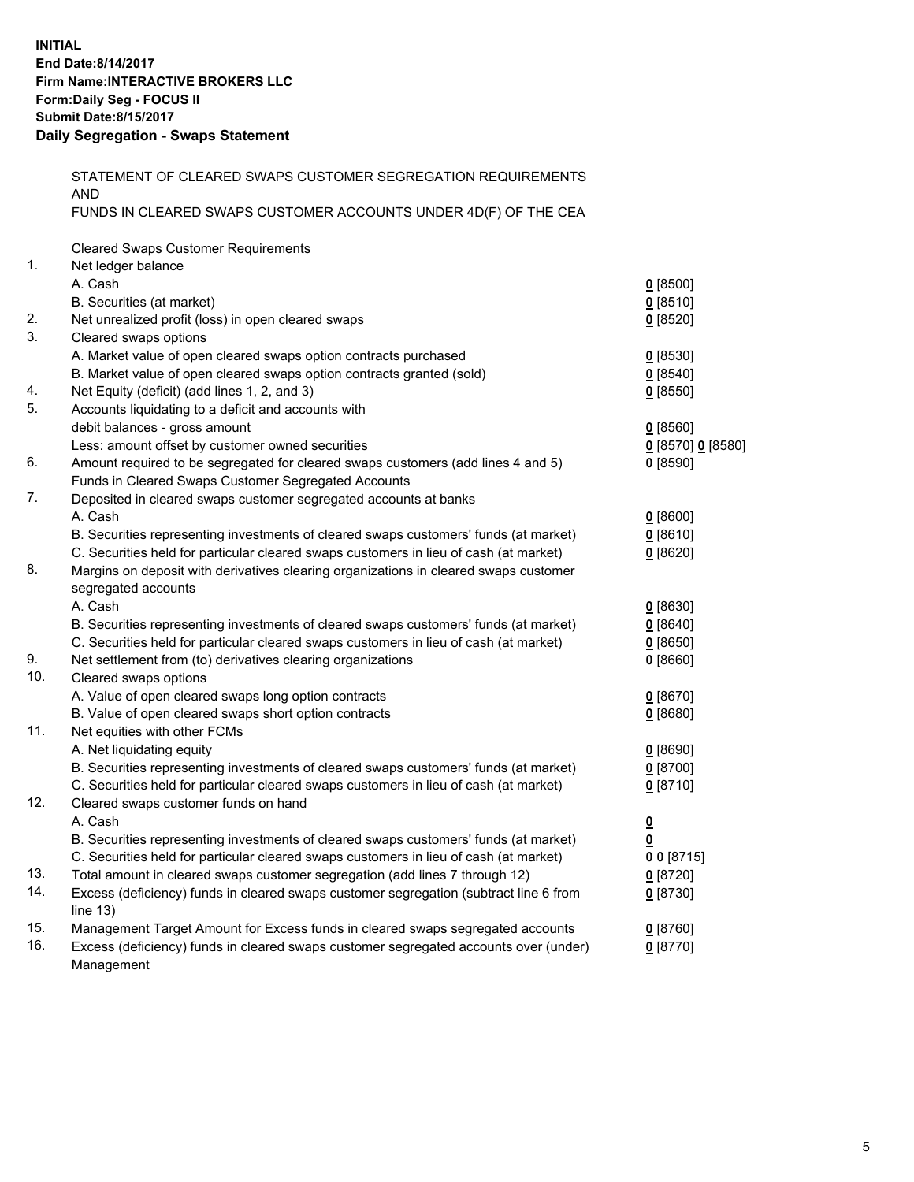**INITIAL**
**End Date:8/14/2017**
**Firm Name:INTERACTIVE BROKERS LLC**
**Form:Daily Seg - FOCUS II**
**Submit Date:8/15/2017**
**Daily Segregation - Swaps Statement**

STATEMENT OF CLEARED SWAPS CUSTOMER SEGREGATION REQUIREMENTS
AND
FUNDS IN CLEARED SWAPS CUSTOMER ACCOUNTS UNDER 4D(F) OF THE CEA

| | | |
|---|---|---|
| | Cleared Swaps Customer Requirements | |
| 1. | Net ledger balance | |
| | A. Cash | 0 [8500] |
| | B. Securities (at market) | 0 [8510] |
| 2. | Net unrealized profit (loss) in open cleared swaps | 0 [8520] |
| 3. | Cleared swaps options | |
| | A. Market value of open cleared swaps option contracts purchased | 0 [8530] |
| | B. Market value of open cleared swaps option contracts granted (sold) | 0 [8540] |
| 4. | Net Equity (deficit) (add lines 1, 2, and 3) | 0 [8550] |
| 5. | Accounts liquidating to a deficit and accounts with | |
| | debit balances - gross amount | 0 [8560] |
| | Less: amount offset by customer owned securities | 0 [8570] 0 [8580] |
| 6. | Amount required to be segregated for cleared swaps customers (add lines 4 and 5) | 0 [8590] |
| | Funds in Cleared Swaps Customer Segregated Accounts | |
| 7. | Deposited in cleared swaps customer segregated accounts at banks | |
| | A. Cash | 0 [8600] |
| | B. Securities representing investments of cleared swaps customers' funds (at market) | 0 [8610] |
| | C. Securities held for particular cleared swaps customers in lieu of cash (at market) | 0 [8620] |
| 8. | Margins on deposit with derivatives clearing organizations in cleared swaps customer segregated accounts | |
| | A. Cash | 0 [8630] |
| | B. Securities representing investments of cleared swaps customers' funds (at market) | 0 [8640] |
| | C. Securities held for particular cleared swaps customers in lieu of cash (at market) | 0 [8650] |
| 9. | Net settlement from (to) derivatives clearing organizations | 0 [8660] |
| 10. | Cleared swaps options | |
| | A. Value of open cleared swaps long option contracts | 0 [8670] |
| | B. Value of open cleared swaps short option contracts | 0 [8680] |
| 11. | Net equities with other FCMs | |
| | A. Net liquidating equity | 0 [8690] |
| | B. Securities representing investments of cleared swaps customers' funds (at market) | 0 [8700] |
| | C. Securities held for particular cleared swaps customers in lieu of cash (at market) | 0 [8710] |
| 12. | Cleared swaps customer funds on hand | |
| | A. Cash | 0 |
| | B. Securities representing investments of cleared swaps customers' funds (at market) | 0 |
| | C. Securities held for particular cleared swaps customers in lieu of cash (at market) | 0 0 [8715] |
| 13. | Total amount in cleared swaps customer segregation (add lines 7 through 12) | 0 [8720] |
| 14. | Excess (deficiency) funds in cleared swaps customer segregation (subtract line 6 from line 13) | 0 [8730] |
| 15. | Management Target Amount for Excess funds in cleared swaps segregated accounts | 0 [8760] |
| 16. | Excess (deficiency) funds in cleared swaps customer segregated accounts over (under) Management | 0 [8770] |